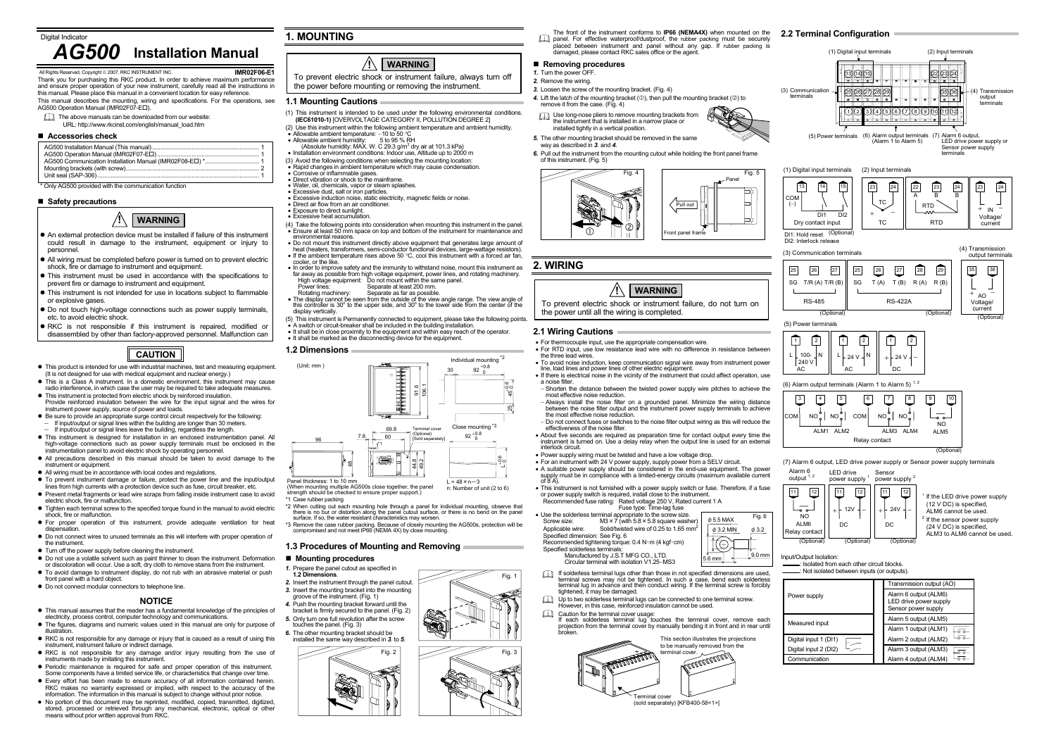Digital Indicator

# AG500 Installation Manual

All Rights Reserved, Copyright © 2007, RKC INSTRUMENT INC. **IMR02F06-E1**

Thank you for purchasing this RKC product. In order to achieve maximum performance and ensure proper operation of your new instrument, carefully read all the instructions in this manual. Please place this manual in a convenient location for easy reference.

This manual describes the mounting, wiring and specifications. For the operations, see AG500 Operation Manual (IMR02F07-E□).

The above manuals can be downloaded from our website:
URL: http://www.rkcinst.com/english/manual_load.htm

## ■ Accessories check

| | |
|---|---|
| AG500 Installation Manual (This manual) | 1 |
| AG500 Operation Manual (IMR02F07-E□) | 1 |
| AG500 Communication Installation Manual (IMR02F08-E□) * | 1 |
| Mounting brackets (with screw) | 2 |
| Unit seal (SAP-306) | 1 |

* Only AG500 provided with the communication function

## ■ Safety precautions

**WARNING**

- An external protection device must be installed if failure of this instrument could result in damage to the instrument, equipment or injury to personnel.
- All wiring must be completed before power is turned on to prevent electric shock, fire or damage to instrument and equipment.
- This instrument must be used in accordance with the specifications to prevent fire or damage to instrument and equipment.
- This instrument is not intended for use in locations subject to flammable or explosive gases.
- Do not touch high-voltage connections such as power supply terminals, etc. to avoid electric shock.
- RKC is not responsible if this instrument is repaired, modified or disassembled by other than factory-approved personnel. Malfunction can

**CAUTION**

- This product is intended for use with industrial machines, test and measuring equipment. (It is not designed for use with medical equipment and nuclear energy.)
- This is a Class A instrument. In a domestic environment, this instrument may cause radio interference, in which case the user may be required to take adequate measures.
- This instrument is protected from electric shock by reinforced insulation. Provide reinforced insulation between the wire for the input signal and the wires for instrument power supply, source of power and loads.
- Be sure to provide an appropriate surge control circuit respectively for the following:
  - If input/output or signal lines within the building are longer than 30 meters.
  - If input/output or signal lines leave the building, regardless the length.
- This instrument is designed for installation in an enclosed instrumentation panel. All high-voltage connections such as power supply terminals must be enclosed in the instrumentation panel to avoid electric shock by operating personnel.
- All precautions described in this manual should be taken to avoid damage to the instrument or equipment.
- All wiring must be in accordance with local codes and regulations.
- To prevent instrument damage or failure, protect the power line and the input/output lines from high currents with a protection device such as fuse, circuit breaker, etc.
- Prevent metal fragments or lead wire scraps from falling inside instrument case to avoid electric shock, fire or malfunction.
- Tighten each terminal screw to the specified torque found in the manual to avoid electric shock, fire or malfunction.
- For proper operation of this instrument, provide adequate ventilation for heat dispensation.
- Do not connect wires to unused terminals as this will interfere with proper operation of the instrument.
- Turn off the power supply before cleaning the instrument.
- Do not use a volatile solvent such as paint thinner to clean the instrument. Deformation or discoloration will occur. Use a soft, dry cloth to remove stains from the instrument.
- To avoid damage to instrument display, do not rub with an abrasive material or push front panel with a hard object.
- Do not connect modular connectors to telephone line.

**NOTICE**

- This manual assumes that the reader has a fundamental knowledge of the principles of electricity, process control, computer technology and communications.
- The figures, diagrams and numeric values used in this manual are only for purpose of illustration.
- RKC is not responsible for any damage or injury that is caused as a result of using this instrument, instrument failure or indirect damage.
- RKC is not responsible for any damage and/or injury resulting from the use of instruments made by imitating this instrument.
- Periodic maintenance is required for safe and proper operation of this instrument. Some components have a limited service life, or characteristics that change over time.
- Every effort has been made to ensure accuracy of all information contained herein. RKC makes no warranty expressed or implied, with respect to the accuracy of the information. The information in this manual is subject to change without prior notice.
- No portion of this document may be reprinted, modified, copied, transmitted, digitized, stored, processed or retrieved through any mechanical, electronic, optical or other means without prior written approval from RKC.

# 1. MOUNTING

**WARNING**

To prevent electric shock or instrument failure, always turn off the power before mounting or removing the instrument.

## 1.1 Mounting Cautions

(1) This instrument is intended to be used under the following environmental conditions. **(IEC61010-1)** [OVERVOLTAGE CATEGORY II, POLLUTION DEGREE 2]

(2) Use this instrument within the following ambient temperature and ambient humidity.
- Allowable ambient temperature: −10 to 50 °C
- Allowable ambient humidity: 5 to 95 % RH
  (Absolute humidity: MAX. W. C 29.3 g/m³ dry air at 101.3 kPa)
- Installation environment conditions: Indoor use, Altitude up to 2000 m

(3) Avoid the following conditions when selecting the mounting location:
- Rapid changes in ambient temperature which may cause condensation.
- Corrosive or inflammable gases.
- Direct vibration or shock to the mainframe.
- Water, oil, chemicals, vapor or steam splashes.
- Excessive dust, salt or iron particles.
- Excessive induction noise, static electricity, magnetic fields or noise.
- Direct air flow from an air conditioner.
- Exposure to direct sunlight.
- Excessive heat accumulation.

(4) Take the following points into consideration when mounting this instrument in the panel.
- Ensure at least 50 mm space on top and bottom of the instrument for maintenance and environmental reasons.
- Do not mount this instrument directly above equipment that generates large amount of heat (heaters, transformers, semi-conductor functional devices, large-wattage resistors).
- If the ambient temperature rises above 50 °C, cool this instrument with a forced air fan, cooler, or the like.
- In order to improve safety and the immunity to withstand noise, mount this instrument as far away as possible from high voltage equipment, power lines, and rotating machinery.
  High voltage equipment: Do not mount within the same panel.
  Power lines: Separate at least 200 mm.
  Rotating machinery: Separate as far as possible.
- The display cannot be seen from the outside of the view angle range. The view angle of this controller is 30° to the upper side, and 30° to the lower side from the center of the display vertically.

(5) This instrument is Permanently connected to equipment, please take the following points.
- A switch or circuit-breaker shall be included in the building installation.
- It shall be in close proximity to the equipment and within easy reach of the operator.
- It shall be marked as the disconnecting device for the equipment.

## 1.2 Dimensions

(Unit: mm)

Dimensions: 96, 7.8, 69.8, 60, 91.6, 106.1, 48, 44.2, 49.2. Terminal cover (Optional) [Sold separately] *1.

Individual mounting *2: 30, $92^{+0.8}_{0}$, $45^{+0.6}_{0}$, 25

Close mounting *3: $92^{+0.8}_{0}$, $L^{+0.6}_{0}$

L = 48 × n − 3
n: Number of unit (2 to 6)

Panel thickness: 1 to 10 mm
(When mounting multiple AG500s close together, the panel strength should be checked to ensure proper support.)

*1 Case rubber packing
*2 When cutting out each mounting hole through a panel for individual mounting, observe that there is no bur or distortion along the panel cutout surface, or there is no bend on the panel surface. If so, the water resistant characteristics may worsen.
*3 Remove the case rubber packing. Because of closely mounting the AG500s, protection will be compromised and not meet IP66 (NEMA 4X) by close mounting.

## 1.3 Procedures of Mounting and Removing

### ■ Mounting procedures

1. Prepare the panel cutout as specified in **1.2 Dimensions**.
2. Insert the instrument through the panel cutout.
3. Insert the mounting bracket into the mounting groove of the instrument. (Fig. 1)
4. Push the mounting bracket forward until the bracket is firmly secured to the panel. (Fig. 2)
5. Only turn one full revolution after the screw touches the panel. (Fig. 3)
6. The other mounting bracket should be installed the same way described in *3.* to *5.*

Fig. 1 Fig. 2 Fig. 3

The front of the instrument conforms to **IP66 (NEMA4X)** when mounted on the panel. For effective waterproof/dustproof, the rubber packing must be securely placed between instrument and panel without any gap. If rubber packing is damaged, please contact RKC sales office or the agent.

### ■ Removing procedures

1. Turn the power OFF.
2. Remove the wiring.
3. Loosen the screw of the mounting bracket. (Fig. 4)
4. Lift the latch of the mounting bracket (①), then pull the mounting bracket (②) to remove it from the case. (Fig. 4)

   Use long-nose pliers to remove mounting brackets from the instrument that is installed in a narrow place or installed tightly in a vertical position.

5. The other mounting bracket should be removed in the same way as described in *3.* and *4.*
6. Pull out the instrument from the mounting cutout while holding the front panel frame of this instrument. (Fig. 5)

Fig. 4 Fig. 5 (Panel, Pull out, Front panel frame)

# 2. WIRING

**WARNING**

To prevent electric shock or instrument failure, do not turn on the power until all the wiring is completed.

## 2.1 Wiring Cautions

- For thermocouple input, use the appropriate compensation wire.
- For RTD input, use low resistance lead wire with no difference in resistance between the three lead wires.
- To avoid noise induction, keep communication signal wire away from instrument power line, load lines and power lines of other electric equipment.
- If there is electrical noise in the vicinity of the instrument that could affect operation, use a noise filter.
  - Shorten the distance between the twisted power supply wire pitches to achieve the most effective noise reduction.
  - Always install the noise filter on a grounded panel. Minimize the wiring distance between the noise filter output and the instrument power supply terminals to achieve the most effective noise reduction.
  - Do not connect fuses or switches to the noise filter output wiring as this will reduce the effectiveness of the noise filter.
- About five seconds are required as preparation time for contact output every time the instrument is turned on. Use a delay relay when the output line is used for an external interlock circuit.
- Power supply wiring must be twisted and have a low voltage drop.
- For an instrument with 24 V power supply, supply power from a SELV circuit.
- A suitable power supply should be considered in the end-use equipment. The power supply must be in compliance with a limited-energy circuits (maximum available current of 8 A).
- This instrument is not furnished with a power supply switch or fuse. Therefore, if a fuse or power supply switch is required, install close to the instrument.
  Recommended fuse rating: Rated voltage 250 V, Rated current 1 A
  Fuse type: Time-lag fuse
- Use the solderless terminal appropriate to the screw size.
  Screw size: M3 × 7 (with 5.8 × 5.8 square washer)
  Applicable wire: Solid/twisted wire of 0.25 to 1.65 mm²
  Specified dimension: See Fig. 6
  Recommended tightening torque: 0.4 N·m (4 kgf·cm)
  Specified solderless terminals:
  Manufactured by J.S.T MFG CO., LTD.
  Circular terminal with isolation V1.25−MS3

Fig. 6: ϕ 5.5 MAX, ϕ 3.2 MIN, ϕ 3.2, 5.6 mm, 9.0 mm

If solderless terminal lugs other than those in not specified dimensions are used, terminal screws may not be tightened. In such a case, bend each solderless terminal lug in advance and then conduct wiring. If the terminal screw is forcibly tightened, it may be damaged.

Up to two solderless terminal lugs can be connected to one terminal screw. However, in this case, reinforced insulation cannot be used.

Caution for the terminal cover usage:
If each solderless terminal lug touches the terminal cover, remove each projection from the terminal cover by manually bending it in front and in rear until broken.

This section illustrates the projections to be manually removed from the terminal cover.

Terminal cover (sold separately) [KFB400-58<1>]

## 2.2 Terminal Configuration

(1) Digital input terminals (13, 14, 15); (2) Input terminals (22, 23, 24); (3) Communication terminals (25–29); (4) Transmission output terminals (35, 36); (5) Power terminals (1, 2); (6) Alarm output terminals (Alarm 1 to Alarm 5) (3–10); (7) Alarm 6 output, LED drive power supply or Sensor power supply terminals (11, 12)

**(1) Digital input terminals**
13: COM (−), 14: DI1, 15: DI2 — Dry contact input
DI1: Hold reset (Optional)
DI2: Interlock release

**(2) Input terminals**
TC: 23 (+), 24 (−)
RTD: 22 (A), 23 (B), 24 (B)
Voltage/current: 23 (+ IN), 24 (−)

**(3) Communication terminals**
RS-485 (Optional): 25 SG, 26 T/R (A), 27 T/R (B)
RS-422A (Optional): 25 SG, 26 T (A), 27 T (B), 28 R (A), 29 R (B)

**(4) Transmission output terminals**
35 (+ AO), 36 (−) — Voltage/current (Optional)

**(5) Power terminals**
1: L, 2: N — 100-240 V AC
1: L, 2: N — 24 V AC
1: +, 2: − — 24 V DC

**(6) Alarm output terminals (Alarm 1 to Alarm 5) [1, 2]**
3: COM, 4: NO (ALM1), 5: NO (ALM2), 6: COM, 7: NO (ALM3), 8: NO (ALM4), 9–10: NO (ALM5)
Relay contact (Optional)

**(7) Alarm 6 output, LED drive power supply or Sensor power supply terminals**
Alarm 6 output [1, 2]: 11–12 NO, ALM6 Relay contact (Optional)
LED drive power supply [1]: 11 (+), 12 (−) 12V DC (Optional)
Sensor power supply [2]: 11 (+), 12 (−) 24V DC (Optional)

[1] If the LED drive power supply (12 V DC) is specified, ALM6 cannot be used.
[2] If the sensor power supply (24 V DC) is specified, ALM3 to ALM6 cannot be used.

Input/Output Isolation:
━ : Isolated from each other circuit blocks.
– – : Not isolated between inputs (or outputs).

| | | |
|---|---|---|
| Power supply | | Transmission output (AO) |
| | | Alarm 6 output (ALM6) LED drive power supply Sensor power supply |
| Measured input | | Alarm 5 output (ALM5) |
| | | Alarm 1 output (ALM1) |
| Digital input 1 (DI1) | | Alarm 2 output (ALM2) |
| Digital input 2 (DI2) | | Alarm 3 output (ALM3) |
| Communication | | Alarm 4 output (ALM4) |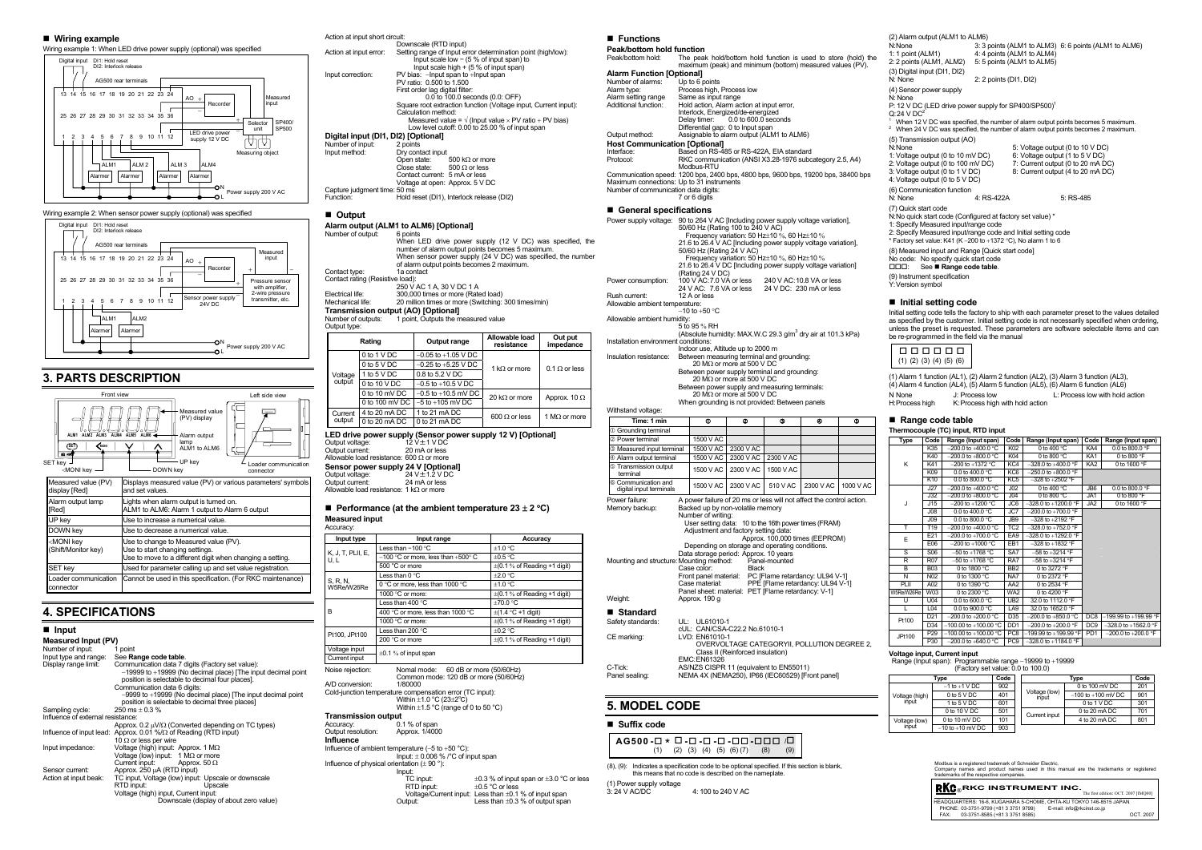## ■ Wiring example

Wiring example 1: When LED drive power supply (optional) was specified

Digital input DI1: Hold reset
DI2: Interlock release

AG500 rear terminals

13 14 15 16 17 18 19 20 21 22 23 24

AO + Recorder −

Measured input

25 26 27 28 29 30 31 32 33 34 35 36

Selector unit SP400/SP500

1 2 3 4 5 6 7 8 9 10 11 12

LED drive power supply 12 V DC

Measuring object

ALM1 ALM2 ALM3 ALM4

Alarmer Alarmer Alarmer Alarmer

N L Power supply 200 V AC

Wiring example 2: When sensor power supply (optional) was specified

Digital input DI1: Hold reset
DI2: Interlock release

AG500 rear terminals

13 14 15 16 17 18 19 20 21 22 23 24

AO + Recorder −

Measured input

25 26 27 28 29 30 31 32 33 34 35 36

Pressure sensor with amplifier, 2-wire pressure transmitter, etc.

1 2 3 4 5 6 7 8 9 10 11 12

Sensor power supply 24V DC

ALM1 ALM2

Alarmer Alarmer

N L Power supply 200 V AC

# 3. PARTS DESCRIPTION

Front view — Left side view

Measured value (PV) display; Alarm output lamp ALM1 to ALM6; SET key; <MONI key; UP key; DOWN key; Loader communication connector

| Measured value (PV) display [Red] | Displays measured value (PV) or various parameters' symbols and set values. |
|---|---|
| Alarm output lamp [Red] | Lights when alarm output is turned on. ALM1 to ALM6: Alarm 1 output to Alarm 6 output |
| UP key | Use to increase a numerical value. |
| DOWN key | Use to decrease a numerical value. |
| <MONI key (Shift/Monitor key) | Use to change to Measured value (PV). Use to start changing settings. Use to move to a different digit when changing a setting. |
| SET key | Used for parameter calling up and set value registration. |
| Loader communication connector | Cannot be used in this specification. (For RKC maintenance) |

# 4. SPECIFICATIONS

## ■ Input

**Measured Input (PV)**

Number of input: 1 point
Input type and range: See **Range code table**.
Display range limit: Communication data 7 digits (Factory set value):
−19999 to +19999 (No decimal place) [The input decimal point position is selectable to decimal four places].
Communication data 6 digits:
−9999 to +19999 (No decimal place) [The input decimal point position is selectable to decimal three places]
Sampling cycle: 250 ms ± 0.3 %
Influence of external resistance:
Approx. 0.2 μV/Ω (Converted depending on TC types)
Influence of input lead: Approx. 0.01 %/Ω of Reading (RTD input)
10 Ω or less per wire
Input impedance: Voltage (high) input: Approx. 1 MΩ
Voltage (low) input: 1 MΩ or more
Current input: Approx. 50 Ω
Sensor current: Approx. 250 μA (RTD input)
Action at input beak: TC input, Voltage (low) input: Upscale or downscale
RTD input: Upscale
Voltage (high) input, Current input:
Downscale (display of about zero value)
Action at input short circuit:
Downscale (RTD input)
Action at input error: Setting range of Input error determination point (high/low):
Input scale low − (5 % of input span) to
Input scale high + (5 % of input span)
Input correction: PV bias: −Input span to +Input span
PV ratio: 0.500 to 1.500
First order lag digital filter:
0.0 to 100.0 seconds (0.0: OFF)
Square root extraction function (Voltage input, Current input):
Calculation method:
Measured value = √ (Input value × PV ratio + PV bias)
Low level cutoff: 0.00 to 25.00 % of input span

**Digital input (DI1, DI2) [Optional]**

Number of input: 2 points
Input method: Dry contact input
Open state: 500 kΩ or more
Close state: 500 Ω or less
Contact current: 5 mA or less
Voltage at open: Approx. 5 V DC
Capture judgment time: 50 ms
Function: Hold reset (DI1), Interlock release (DI2)

## ■ Output

**Alarm output (ALM1 to ALM6) [Optional]**

Number of output: 6 points
When LED drive power supply (12 V DC) was specified, the number of alarm output points becomes 5 maximum.
When sensor power supply (24 V DC) was specified, the number of alarm output points becomes 2 maximum.
Contact type: 1a contact
Contact rating (Resistive load):
250 V AC 1 A, 30 V DC 1 A
Electrical life: 300,000 times or more (Rated load)
Mechanical life: 20 million times or more (Switching: 300 times/min)

**Transmission output (AO) [Optional]**

Number of outputs: 1 point, Outputs the measured value
Output type:

| | Rating | Output range | Allowable load resistance | Out put impedance |
|---|---|---|---|---|
| Voltage output | 0 to 1 V DC | −0.05 to +1.05 V DC | 1 kΩ or more | 0.1 Ω or less |
| | 0 to 5 V DC | −0.25 to +5.25 V DC | | |
| | 1 to 5 V DC | 0.8 to 5.2 V DC | | |
| | 0 to 10 V DC | −0.5 to +10.5 V DC | | |
| | 0 to 10 mV DC | −0.5 to +10.5 mV DC | 20 kΩ or more | Approx. 10 Ω |
| | 0 to 100 mV DC | −5 to +105 mV DC | | |
| Current output | 4 to 20 mA DC | 1 to 21 mA DC | 600 Ω or less | 1 MΩ or more |
| | 0 to 20 mA DC | 0 to 21 mA DC | | |

**LED drive power supply (Sensor power supply 12 V) [Optional]**

Output voltage: 12 V ± 1 V DC
Output current: 20 mA or less
Allowable load resistance: 600 Ω or more

**Sensor power supply 24 V [Optional]**

Output voltage: 24 V ± 1.2 V DC
Output current: 24 mA or less
Allowable load resistance: 1 kΩ or more

## ■ Performance (at the ambient temperature 23 ± 2 °C)

**Measured input**

Accuracy:

| Input type | Input range | Accuracy |
|---|---|---|
| K, J, T, PLII, E, U, L | Less than −100 °C | ±1.0 °C |
| | −100 °C or more, less than +500° C | ±0.5 °C |
| | 500 °C or more | ±(0.1 % of Reading +1 digit) |
| S, R, N, W5Re/W26Re | Less than 0 °C | ±2.0 °C |
| | 0 °C or more, less than 1000 °C | ±1.0 °C |
| | 1000 °C or more: | ±(0.1 % of Reading +1 digit) |
| B | Less than 400 °C | ±70.0 °C |
| | 400 °C or more, less than 1000 °C | ±(1.4 °C +1 digit) |
| | 1000 °C or more: | ±(0.1 % of Reading +1 digit) |
| Pt100, JPt100 | Less than 200 °C | ±0.2 °C |
| | 200 °C or more | ±(0.1 % of Reading +1 digit) |
| Voltage input | ±0.1 % of input span | |
| Current input | | |

Noise rejection: Normal mode: 60 dB or more (50/60Hz)
Common mode: 120 dB or more (50/60Hz)
A/D conversion: 1/80000
Cold-junction temperature compensation error (TC input):
Within ±1.0 °C (23±2°C)
Within ±1.5 °C (range of 0 to 50 °C)

**Transmission output**

Accuracy: 0.1 % of span
Output resolution: Approx. 1/4000

**Influence**

Influence of ambient temperature (−5 to +50 °C):
Input: ± 0.006 % /°C of input span
Influence of physical orientation (± 90 °):
Input:
TC input: ±0.3 % of input span or ±3.0 °C or less
RTD input: ±0.5 °C or less
Voltage/Current input: Less than ±0.1 % of input span
Output: Less than ±0.3 % of output span

## ■ Functions

**Peak/bottom hold function**

Peak/bottom hold: The peak hold/bottom hold function is used to store (hold) the maximum (peak) and minimum (bottom) measured values (PV).

**Alarm Function [Optional]**

Number of alarms: Up to 6 points
Alarm type: Process high, Process low
Alarm setting range: Same as input range
Additional function: Hold action, Alarm action at input error, Interlock, Energized/de-energized
Delay timer: 0.0 to 600.0 seconds
Differential gap: 0 to Input span
Output method: Assignable to alarm output (ALM1 to ALM6)

**Host Communication [Optional]**

Interface: Based on RS-485 or RS-422A, EIA standard
Protocol: RKC communication (ANSI X3.28-1976 subcategory 2.5, A4)
Modbus-RTU
Communication speed: 1200 bps, 2400 bps, 4800 bps, 9600 bps, 19200 bps, 38400 bps
Maximum connections: Up to 31 instruments
Number of communication data digits:
7 or 6 digits

## ■ General specifications

Power supply voltage: 90 to 264 V AC [Including power supply voltage variation], 50/60 Hz (Rating 100 to 240 V AC)
Frequency variation: 50 Hz±10 %, 60 Hz±10 %
21.6 to 26.4 V AC [Including power supply voltage variation], 50/60 Hz (Rating 24 V AC)
Frequency variation: 50 Hz±10 %, 60 Hz±10 %
21.6 to 26.4 V DC [Including power supply voltage variation] (Rating 24 V DC)
Power consumption: 100 V AC: 7.0 VA or less 240 V AC: 10.8 VA or less
24 V AC: 7.6 VA or less 24 V DC: 230 mA or less
Rush current: 12 A or less
Allowable ambient temperature:
−10 to +50 °C
Allowable ambient humidity:
5 to 95 % RH
(Absolute humidity: MAX.W.C 29.3 g/m³ dry air at 101.3 kPa)
Installation environment conditions:
Indoor use, Altitude up to 2000 m
Insulation resistance: Between measuring terminal and grounding:
20 MΩ or more at 500 V DC
Between power supply terminal and grounding:
20 MΩ or more at 500 V DC
Between power supply and measuring terminals:
20 MΩ or more at 500 V DC
When grounding is not provided: Between panels
Withstand voltage:

| Time: 1 min | ① | ② | ③ | ④ | ⑤ |
|---|---|---|---|---|---|
| ① Grounding terminal | | | | | |
| ② Power terminal | 1500 V AC | | | | |
| ③ Measured input terminal | 1500 V AC | 2300 V AC | | | |
| ④ Alarm output terminal | 1500 V AC | 2300 V AC | 2300 V AC | | |
| ⑤ Transmission output terminal | 1500 V AC | 2300 V AC | 1500 V AC | | |
| ⑥ Communication and digital input terminals | 1500 V AC | 2300 V AC | 510 V AC | 2300 V AC | 1000 V AC |

Power failure: A power failure of 20 ms or less will not affect the control action.
Memory backup: Backed up by non-volatile memory
Number of writing:
User setting data: 10 to the 16th power times (FRAM)
Adjustment and factory setting data:
Approx. 100,000 times (EEPROM)
Depending on storage and operating conditions.
Data storage period: Approx. 10 years
Mounting and structure: Mounting method: Panel-mounted
Case color: Black
Front panel material: PC [Flame retardancy: UL94 V-1]
Case material: PPE [Flame retardancy: UL94 V-1]
Panel sheet: material: PET [Flame retardancy: V-1]
Weight: Approx. 190 g

## ■ Standard

Safety standards: UL: UL61010-1
cUL: CAN/CSA-C22.2 No.61010-1
CE marking: LVD: EN61010-1
OVERVOLTAGE CATEGORYII, POLLUTION DEGREE 2, Class II (Reinforced insulation)
EMC:EN61326
C-Tick: AS/NZS CISPR 11 (equivalent to EN55011)
Panel sealing: NEMA 4X (NEMA250), IP66 (IEC60529) [Front panel]

# 5. MODEL CODE

## ■ Suffix code

AG500 - □ * □ - □ - □ - □ - □□ - □□□ / □
(1) (2) (3) (4) (5) (6) (7) (8) (9)

(8), (9): Indicates a specification code to be optional specified. If this section is blank, this means that no code is described on the nameplate.

(1) Power supply voltage
3: 24 V AC/DC 4: 100 to 240 V AC

(2) Alarm output (ALM1 to ALM6)
N: None 3: 3 points (ALM1 to ALM3) 6: 6 points (ALM1 to ALM6)
1: 1 point (ALM1) 4: 4 points (ALM1 to ALM4)
2: 2 points (ALM1, ALM2) 5: 5 points (ALM1 to ALM5)

(3) Digital input (DI1, DI2)
N: None 2: 2 points (DI1, DI2)

(4) Sensor power supply
N: None
P: 12 V DC (LED drive power supply for SP400/SP500)[1]
Q: 24 V DC[2]

[1] When 12 V DC was specified, the number of alarm output points becomes 5 maximum.
[2] When 24 V DC was specified, the number of alarm output points becomes 2 maximum.

(5) Transmission output (AO)
N: None 5: Voltage output (0 to 10 V DC)
1: Voltage output (0 to 10 mV DC) 6: Voltage output (1 to 5 V DC)
2: Voltage output (0 to 100 mV DC) 7: Current output (0 to 20 mA DC)
3: Voltage output (0 to 1 V DC) 8: Current output (4 to 20 mA DC)
4: Voltage output (0 to 5 V DC)

(6) Communication function
N: None 4: RS-422A 5: RS-485

(7) Quick start code
N: No quick start code (Configured at factory set value) *
1: Specify Measured input/range code
2: Specify Measured input/range code and Initial setting code
\* Factory set value: K41 (K −200 to +1372 °C), No alarm 1 to 6

(8) Measured input and Range [Quick start code]
No code: No specify quick start code
□□□: See **■ Range code table**.

(9) Instrument specification
Y: Version symbol

## ■ Initial setting code

Initial setting code tells the factory to ship with each parameter preset to the values detailed as specified by the customer. Initial setting code is not necessarily specified when ordering, unless the preset is requested. These parameters are software selectable items and can be re-programmed in the field via the manual

□ □ □ □ □ □
(1) (2) (3) (4) (5) (6)

(1) Alarm 1 function (AL1), (2) Alarm 2 function (AL2), (3) Alarm 3 function (AL3),
(4) Alarm 4 function (AL4), (5) Alarm 5 function (AL5), (6) Alarm 6 function (AL6)
N: None J: Process low L: Process low with hold action
H: Process high K: Process high with hold action

## ■ Range code table

**Thermocouple (TC) input, RTD input**

| Type | Code | Range (Input span) | Code | Range (Input span) | Code | Range (Input span) |
|---|---|---|---|---|---|---|
| K | K35 | −200.0 to +400.0 °C | K02 | 0 to 400 °C | KA4 | 0.0 to 800.0 °F |
| | K40 | −200.0 to +800.0 °C | K04 | 0 to 800 °C | KA1 | 0 to 800 °F |
| | K41 | −200 to +1372 °C | KC4 | −328.0 to +400.0 °F | KA2 | 0 to 1600 °F |
| | K09 | 0.0 to 400.0 °C | KC6 | −250.0 to +800.0 °F | | |
| | K10 | 0.0 to 800.0 °C | KC5 | −328 to +2502 °F | | |
| J | J27 | −200.0 to +400.0 °C | J02 | 0 to 400 °C | JB6 | 0.0 to 800.0 °F |
| | J32 | −200.0 to +800.0 °C | J04 | 0 to 800 °C | JA1 | 0 to 800 °F |
| | J15 | −200 to +1200 °C | JC6 | −328.0 to +1200.0 °F | JA2 | 0 to 1600 °F |
| | J08 | 0.0 to 400.0 °C | JC7 | −200.0 to +700.0 °F | | |
| | J09 | 0.0 to 800.0 °C | JB9 | −328 to +2192 °F | | |
| T | T19 | −200.0 to +400.0 °C | TC2 | −328.0 to +752.0 °F | | |
| E | E21 | −200.0 to +700.0 °C | EA9 | −328.0 to +1292.0 °F | | |
| | E06 | −200 to +1000 °C | EB1 | −328 to +1832 °F | | |
| S | S06 | −50 to +1768 °C | SA7 | −58 to +3214 °F | | |
| R | R07 | −50 to +1768 °C | RA7 | −58 to +3214 °F | | |
| B | B03 | 0 to 1800 °C | BB2 | 0 to 3272 °F | | |
| N | N02 | 0 to 1300 °C | NA7 | 0 to 2372 °F | | |
| PLII | A02 | 0 to 1390 °C | AA2 | 0 to 2534 °F | | |
| W5Re/W26Re | W03 | 0 to 2300 °C | WA2 | 0 to 4200 °F | | |
| U | U04 | 0.0 to 600.0 °C | UB2 | 32.0 to 1112.0 °F | | |
| L | L04 | 0.0 to 900.0 °C | LA9 | 32.0 to 1652.0 °F | | |
| Pt100 | D21 | −200.0 to +200.0 °C | D35 | −200.0 to +850.0 °C | DC8 | −199.99 to +199.99 °F |
| | D34 | −100.00 to +100.00 °C | DD1 | −200.0 to +200.0 °F | DC9 | −328.0 to +1562.0 °F |
| JPt100 | P29 | −100.00 to +100.00 °C | PC8 | −199.99 to +199.99 °F | PD1 | −200.0 to +200.0 °F |
| | P30 | −200.0 to +640.0 °C | PC9 | −328.0 to +1184.0 °F | | |

**Voltage input, Current input**

Range (Input span): Programmable range −19999 to +19999 (Factory set value: 0.0 to 100.0)

| Type | | Code | Type | | Code |
|---|---|---|---|---|---|
| Voltage (high) input | −1 to +1 V DC | 902 | Voltage (low) input | 0 to 100 mV DC | 201 |
| | 0 to 5 V DC | 401 | | −100 to +100 mV DC | 901 |
| | 1 to 5 V DC | 601 | | 0 to 1 V DC | 301 |
| | 0 to 10 V DC | 501 | Current input | 0 to 20 mA DC | 701 |
| Voltage (low) input | 0 to 10 mV DC | 101 | | 4 to 20 mA DC | 801 |
| | −10 to +10 mV DC | 903 | | | |

Modbus is a registered trademark of Schneider Electric.
Company names and product names used in this manual are the trademarks or registered trademarks of the respective companies.

RKC® RKC INSTRUMENT INC. The first edition: OCT. 2007 [IMQ00]

HEADQUARTERS: 16-6, KUGAHARA 5-CHOME, OHTA-KU TOKYO 146-8515 JAPAN
PHONE: 03-3751-9799 (+81 3 3751 9799) E-mail: info@rkcinst.co.jp
FAX: 03-3751-8585 (+81 3 3751 8585) OCT. 2007